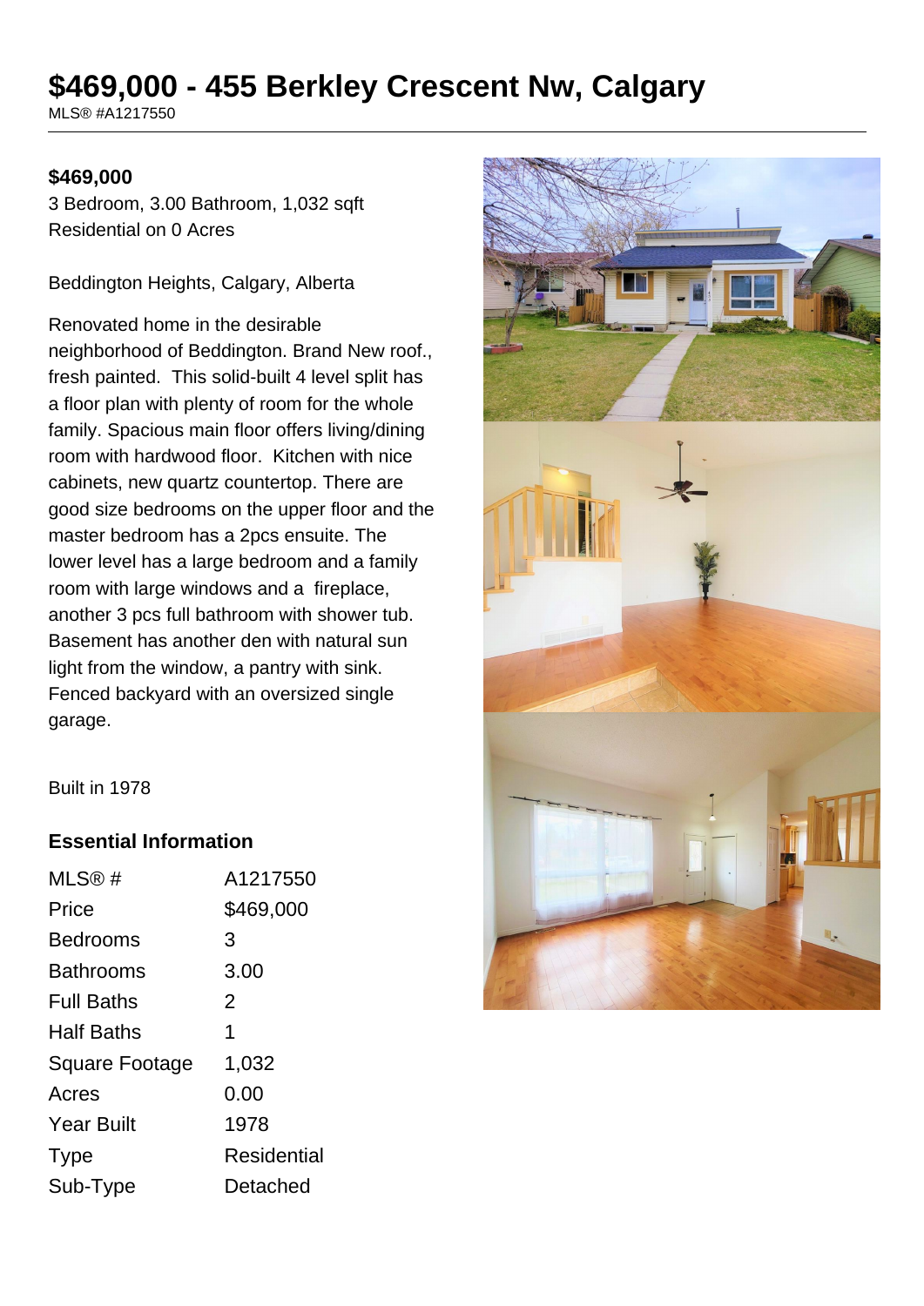# $469,000 - 455 Berkley Crescent Nw, Calgary

MLS® #A1217550

**$469,000**

3 Bedroom, 3.00 Bathroom, 1,032 sqft
Residential on 0 Acres

Beddington Heights, Calgary, Alberta

Renovated home in the desirable neighborhood of Beddington. Brand New roof., fresh painted. This solid-built 4 level split has a floor plan with plenty of room for the whole family. Spacious main floor offers living/dining room with hardwood floor. Kitchen with nice cabinets, new quartz countertop. There are good size bedrooms on the upper floor and the master bedroom has a 2pcs ensuite. The lower level has a large bedroom and a family room with large windows and a fireplace, another 3 pcs full bathroom with shower tub. Basement has another den with natural sun light from the window, a pantry with sink. Fenced backyard with an oversized single garage.

Built in 1978

## Essential Information

| | |
|---|---|
| MLS® # | A1217550 |
| Price | $469,000 |
| Bedrooms | 3 |
| Bathrooms | 3.00 |
| Full Baths | 2 |
| Half Baths | 1 |
| Square Footage | 1,032 |
| Acres | 0.00 |
| Year Built | 1978 |
| Type | Residential |
| Sub-Type | Detached |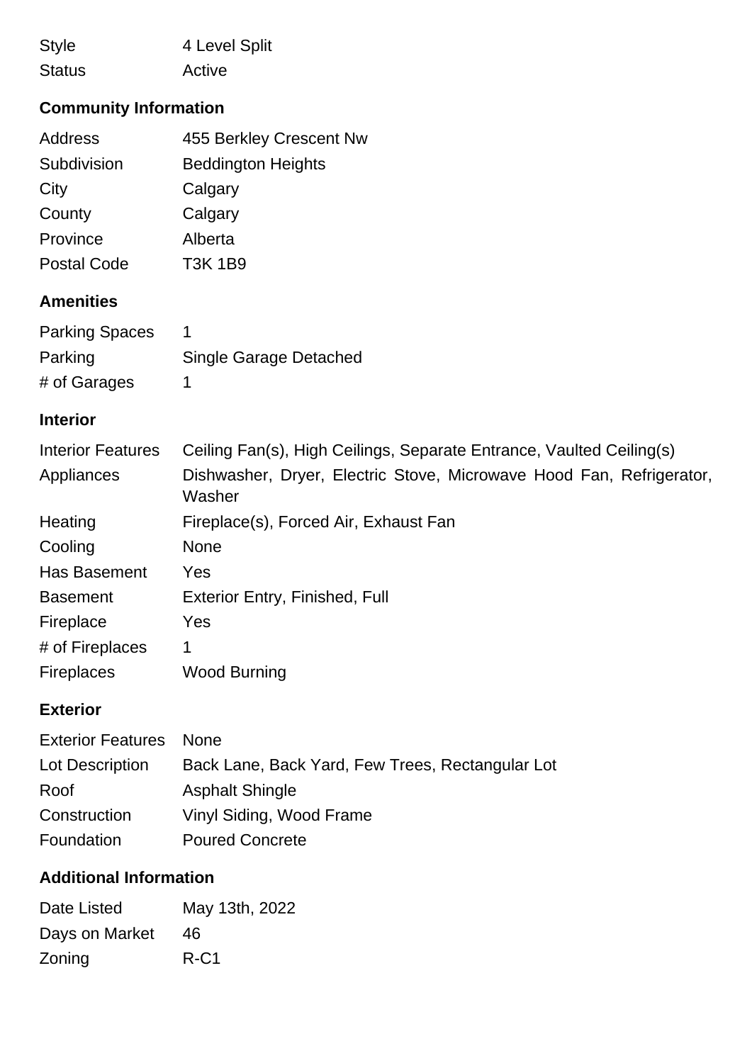| | |
|---|---|
| Style | 4 Level Split |
| Status | Active |

## Community Information

| | |
|---|---|
| Address | 455 Berkley Crescent Nw |
| Subdivision | Beddington Heights |
| City | Calgary |
| County | Calgary |
| Province | Alberta |
| Postal Code | T3K 1B9 |

## Amenities

| | |
|---|---|
| Parking Spaces | 1 |
| Parking | Single Garage Detached |
| # of Garages | 1 |

## Interior

| | |
|---|---|
| Interior Features | Ceiling Fan(s), High Ceilings, Separate Entrance, Vaulted Ceiling(s) |
| Appliances | Dishwasher, Dryer, Electric Stove, Microwave Hood Fan, Refrigerator, Washer |
| Heating | Fireplace(s), Forced Air, Exhaust Fan |
| Cooling | None |
| Has Basement | Yes |
| Basement | Exterior Entry, Finished, Full |
| Fireplace | Yes |
| # of Fireplaces | 1 |
| Fireplaces | Wood Burning |

## Exterior

| | |
|---|---|
| Exterior Features | None |
| Lot Description | Back Lane, Back Yard, Few Trees, Rectangular Lot |
| Roof | Asphalt Shingle |
| Construction | Vinyl Siding, Wood Frame |
| Foundation | Poured Concrete |

## Additional Information

| | |
|---|---|
| Date Listed | May 13th, 2022 |
| Days on Market | 46 |
| Zoning | R-C1 |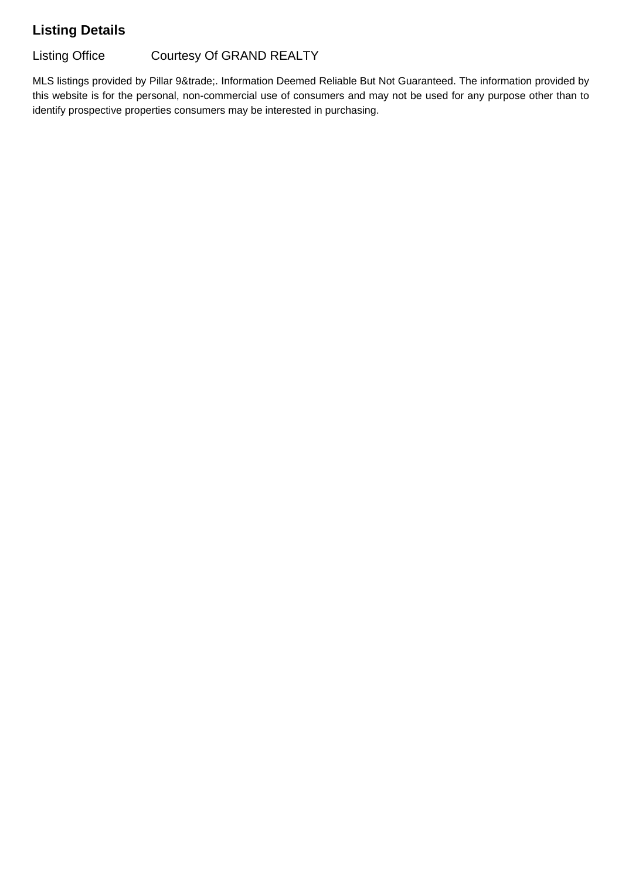## Listing Details

| | |
|---|---|
| Listing Office | Courtesy Of GRAND REALTY |

MLS listings provided by Pillar 9&trade;. Information Deemed Reliable But Not Guaranteed. The information provided by this website is for the personal, non-commercial use of consumers and may not be used for any purpose other than to identify prospective properties consumers may be interested in purchasing.